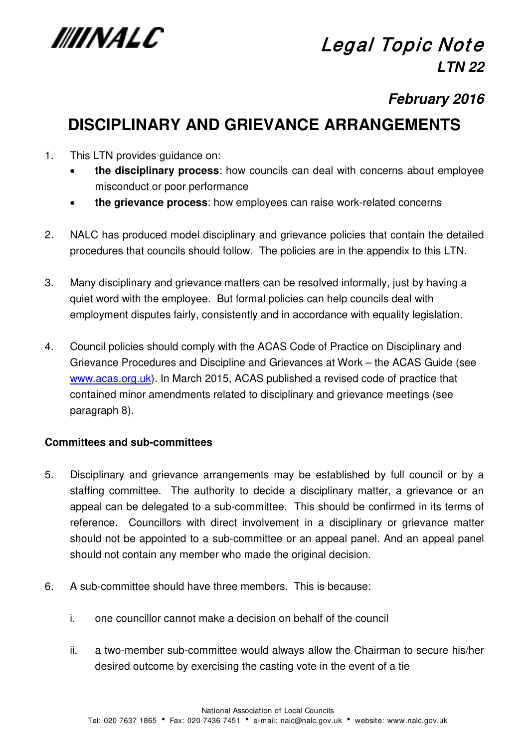NALC

# Legal Topic Note

**LTN 22**

**February 2016**

## DISCIPLINARY AND GRIEVANCE ARRANGEMENTS

1. This LTN provides guidance on:
   - **the disciplinary process**: how councils can deal with concerns about employee misconduct or poor performance
   - **the grievance process**: how employees can raise work-related concerns

2. NALC has produced model disciplinary and grievance policies that contain the detailed procedures that councils should follow. The policies are in the appendix to this LTN.

3. Many disciplinary and grievance matters can be resolved informally, just by having a quiet word with the employee. But formal policies can help councils deal with employment disputes fairly, consistently and in accordance with equality legislation.

4. Council policies should comply with the ACAS Code of Practice on Disciplinary and Grievance Procedures and Discipline and Grievances at Work – the ACAS Guide (see www.acas.org.uk). In March 2015, ACAS published a revised code of practice that contained minor amendments related to disciplinary and grievance meetings (see paragraph 8).

**Committees and sub-committees**

5. Disciplinary and grievance arrangements may be established by full council or by a staffing committee. The authority to decide a disciplinary matter, a grievance or an appeal can be delegated to a sub-committee. This should be confirmed in its terms of reference. Councillors with direct involvement in a disciplinary or grievance matter should not be appointed to a sub-committee or an appeal panel. And an appeal panel should not contain any member who made the original decision.

6. A sub-committee should have three members. This is because:

   i. one councillor cannot make a decision on behalf of the council

   ii. a two-member sub-committee would always allow the Chairman to secure his/her desired outcome by exercising the casting vote in the event of a tie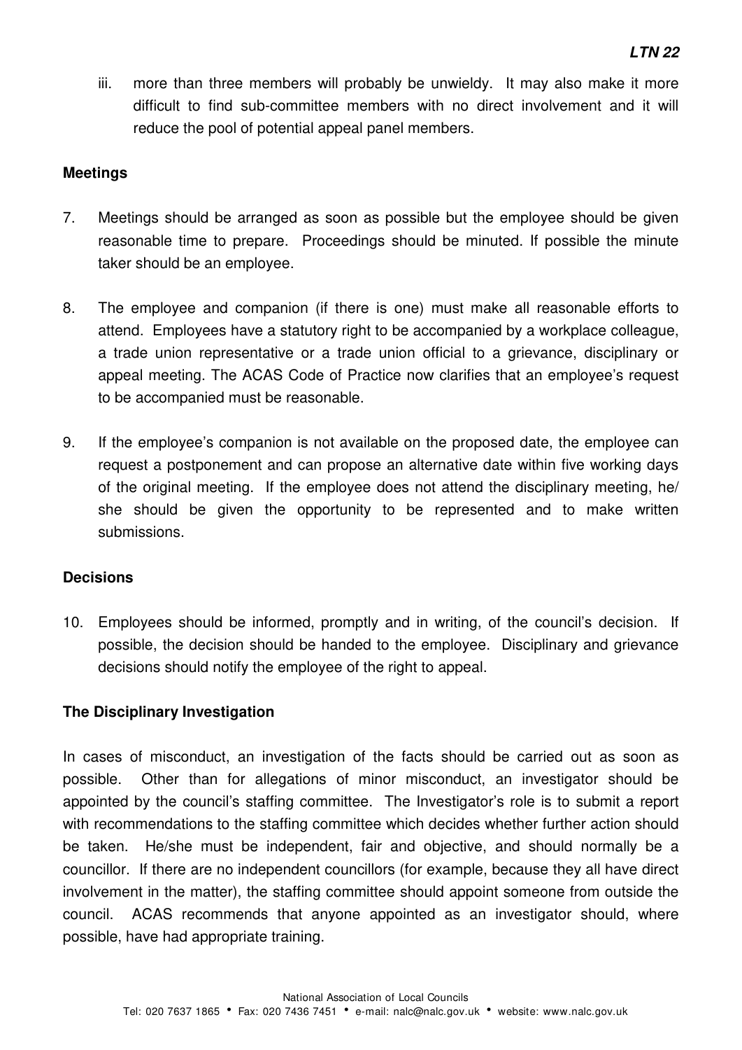iii. more than three members will probably be unwieldy. It may also make it more difficult to find sub-committee members with no direct involvement and it will reduce the pool of potential appeal panel members.

**Meetings**

7. Meetings should be arranged as soon as possible but the employee should be given reasonable time to prepare. Proceedings should be minuted. If possible the minute taker should be an employee.

8. The employee and companion (if there is one) must make all reasonable efforts to attend. Employees have a statutory right to be accompanied by a workplace colleague, a trade union representative or a trade union official to a grievance, disciplinary or appeal meeting. The ACAS Code of Practice now clarifies that an employee's request to be accompanied must be reasonable.

9. If the employee's companion is not available on the proposed date, the employee can request a postponement and can propose an alternative date within five working days of the original meeting. If the employee does not attend the disciplinary meeting, he/ she should be given the opportunity to be represented and to make written submissions.

**Decisions**

10. Employees should be informed, promptly and in writing, of the council's decision. If possible, the decision should be handed to the employee. Disciplinary and grievance decisions should notify the employee of the right to appeal.

**The Disciplinary Investigation**

In cases of misconduct, an investigation of the facts should be carried out as soon as possible. Other than for allegations of minor misconduct, an investigator should be appointed by the council's staffing committee. The Investigator's role is to submit a report with recommendations to the staffing committee which decides whether further action should be taken. He/she must be independent, fair and objective, and should normally be a councillor. If there are no independent councillors (for example, because they all have direct involvement in the matter), the staffing committee should appoint someone from outside the council. ACAS recommends that anyone appointed as an investigator should, where possible, have had appropriate training.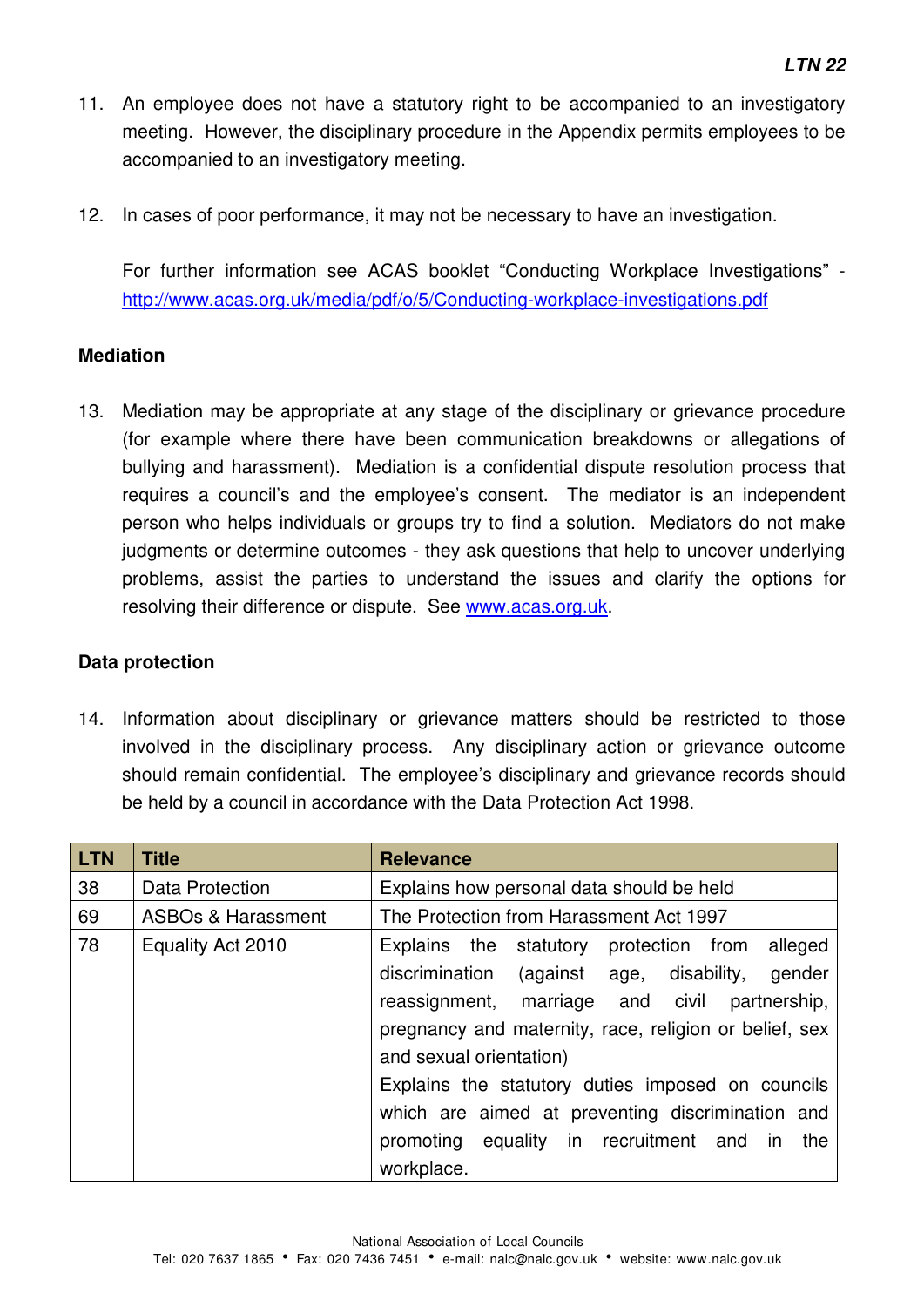11. An employee does not have a statutory right to be accompanied to an investigatory meeting. However, the disciplinary procedure in the Appendix permits employees to be accompanied to an investigatory meeting.

12. In cases of poor performance, it may not be necessary to have an investigation.

    For further information see ACAS booklet "Conducting Workplace Investigations" - [http://www.acas.org.uk/media/pdf/o/5/Conducting-workplace-investigations.pdf](http://www.acas.org.uk/media/pdf/o/5/Conducting-workplace-investigations.pdf)

**Mediation**

13. Mediation may be appropriate at any stage of the disciplinary or grievance procedure (for example where there have been communication breakdowns or allegations of bullying and harassment). Mediation is a confidential dispute resolution process that requires a council's and the employee's consent. The mediator is an independent person who helps individuals or groups try to find a solution. Mediators do not make judgments or determine outcomes - they ask questions that help to uncover underlying problems, assist the parties to understand the issues and clarify the options for resolving their difference or dispute. See [www.acas.org.uk](http://www.acas.org.uk).

**Data protection**

14. Information about disciplinary or grievance matters should be restricted to those involved in the disciplinary process. Any disciplinary action or grievance outcome should remain confidential. The employee's disciplinary and grievance records should be held by a council in accordance with the Data Protection Act 1998.

| LTN | Title | Relevance |
|---|---|---|
| 38 | Data Protection | Explains how personal data should be held |
| 69 | ASBOs & Harassment | The Protection from Harassment Act 1997 |
| 78 | Equality Act 2010 | Explains the statutory protection from alleged discrimination (against age, disability, gender reassignment, marriage and civil partnership, pregnancy and maternity, race, religion or belief, sex and sexual orientation)<br>Explains the statutory duties imposed on councils which are aimed at preventing discrimination and promoting equality in recruitment and in the workplace. |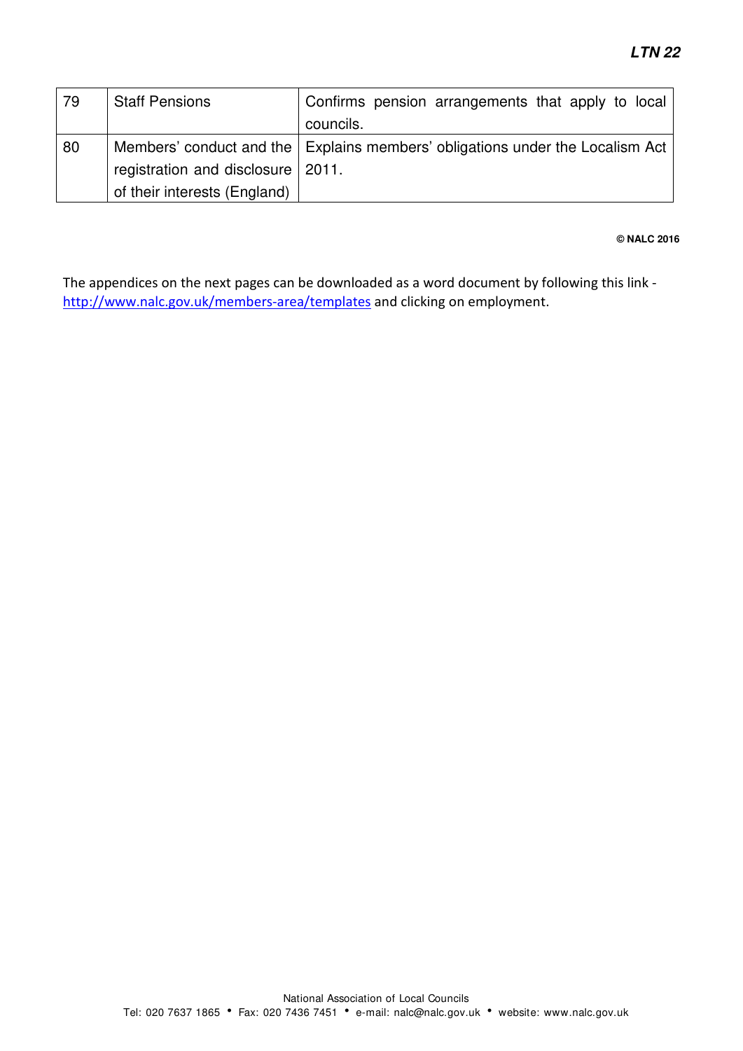| 79 | Staff Pensions | Confirms pension arrangements that apply to local councils. |
|---|---|---|
| 80 | Members' conduct and the registration and disclosure of their interests (England) | Explains members' obligations under the Localism Act 2011. |

**© NALC 2016**

The appendices on the next pages can be downloaded as a word document by following this link - [http://www.nalc.gov.uk/members-area/templates](http://www.nalc.gov.uk/members-area/templates) and clicking on employment.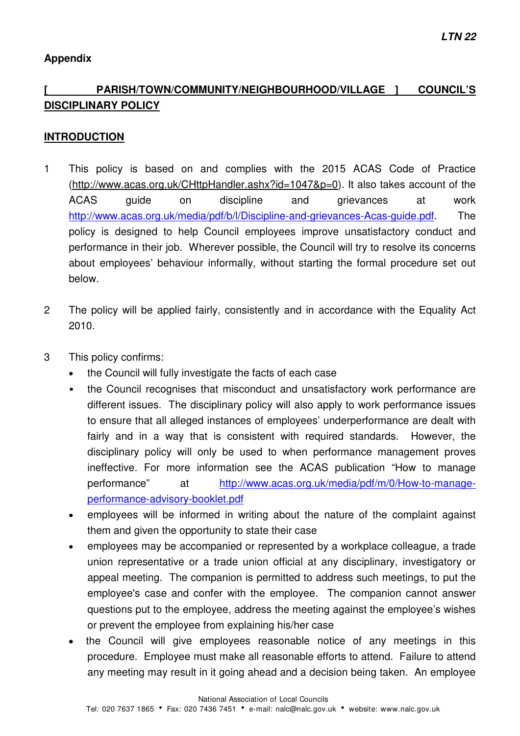**Appendix**

## [ PARISH/TOWN/COMMUNITY/NEIGHBOURHOOD/VILLAGE ] COUNCIL'S DISCIPLINARY POLICY

## INTRODUCTION

1 This policy is based on and complies with the 2015 ACAS Code of Practice (http://www.acas.org.uk/CHttpHandler.ashx?id=1047&p=0). It also takes account of the ACAS guide on discipline and grievances at work http://www.acas.org.uk/media/pdf/b/l/Discipline-and-grievances-Acas-guide.pdf. The policy is designed to help Council employees improve unsatisfactory conduct and performance in their job. Wherever possible, the Council will try to resolve its concerns about employees' behaviour informally, without starting the formal procedure set out below.

2 The policy will be applied fairly, consistently and in accordance with the Equality Act 2010.

3 This policy confirms:

- the Council will fully investigate the facts of each case
- the Council recognises that misconduct and unsatisfactory work performance are different issues. The disciplinary policy will also apply to work performance issues to ensure that all alleged instances of employees' underperformance are dealt with fairly and in a way that is consistent with required standards. However, the disciplinary policy will only be used to when performance management proves ineffective. For more information see the ACAS publication "How to manage performance" at http://www.acas.org.uk/media/pdf/m/0/How-to-manage-performance-advisory-booklet.pdf
- employees will be informed in writing about the nature of the complaint against them and given the opportunity to state their case
- employees may be accompanied or represented by a workplace colleague, a trade union representative or a trade union official at any disciplinary, investigatory or appeal meeting. The companion is permitted to address such meetings, to put the employee's case and confer with the employee. The companion cannot answer questions put to the employee, address the meeting against the employee's wishes or prevent the employee from explaining his/her case
- the Council will give employees reasonable notice of any meetings in this procedure. Employee must make all reasonable efforts to attend. Failure to attend any meeting may result in it going ahead and a decision being taken. An employee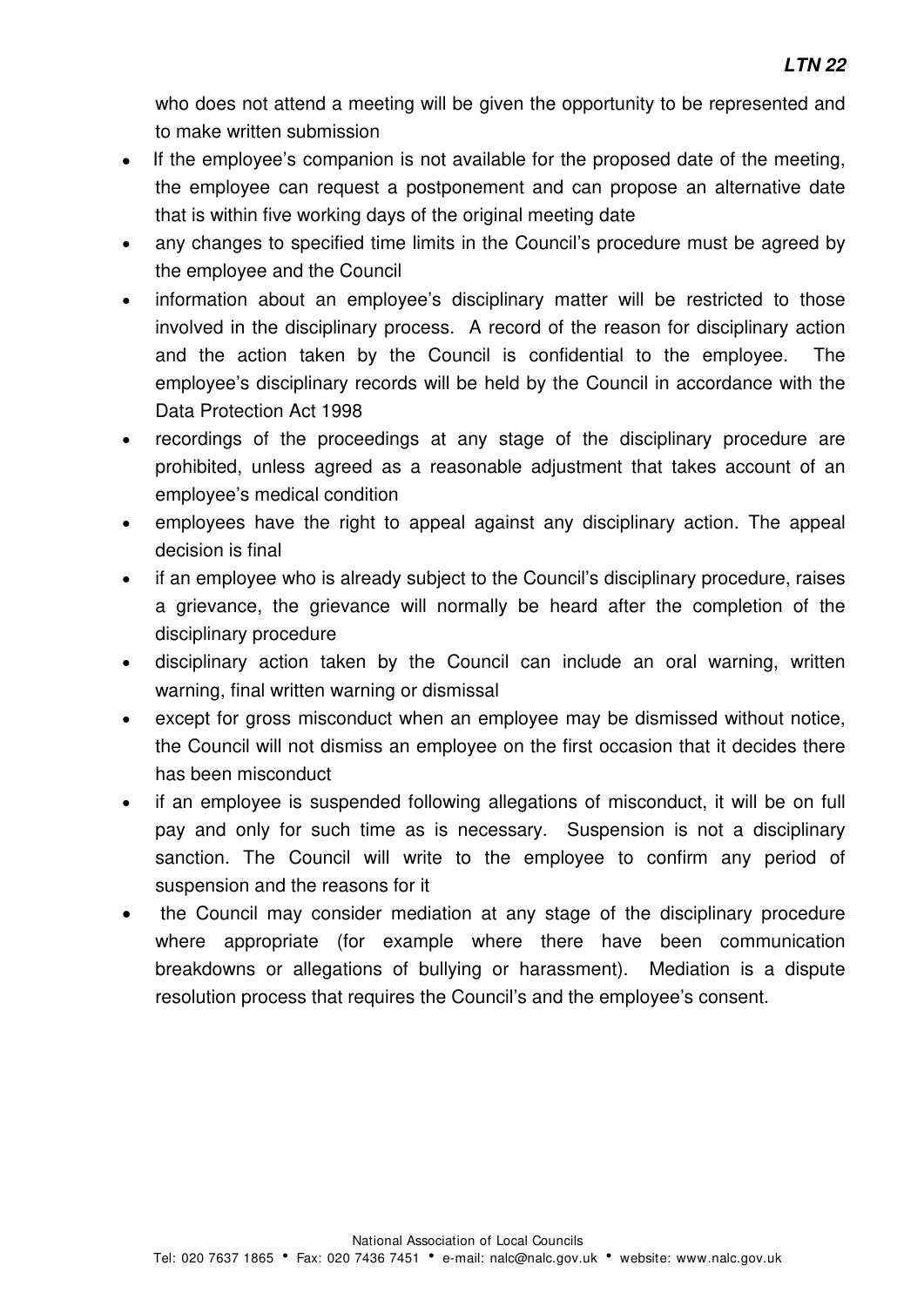who does not attend a meeting will be given the opportunity to be represented and to make written submission

- If the employee's companion is not available for the proposed date of the meeting, the employee can request a postponement and can propose an alternative date that is within five working days of the original meeting date
- any changes to specified time limits in the Council's procedure must be agreed by the employee and the Council
- information about an employee's disciplinary matter will be restricted to those involved in the disciplinary process. A record of the reason for disciplinary action and the action taken by the Council is confidential to the employee. The employee's disciplinary records will be held by the Council in accordance with the Data Protection Act 1998
- recordings of the proceedings at any stage of the disciplinary procedure are prohibited, unless agreed as a reasonable adjustment that takes account of an employee's medical condition
- employees have the right to appeal against any disciplinary action. The appeal decision is final
- if an employee who is already subject to the Council's disciplinary procedure, raises a grievance, the grievance will normally be heard after the completion of the disciplinary procedure
- disciplinary action taken by the Council can include an oral warning, written warning, final written warning or dismissal
- except for gross misconduct when an employee may be dismissed without notice, the Council will not dismiss an employee on the first occasion that it decides there has been misconduct
- if an employee is suspended following allegations of misconduct, it will be on full pay and only for such time as is necessary. Suspension is not a disciplinary sanction. The Council will write to the employee to confirm any period of suspension and the reasons for it
- the Council may consider mediation at any stage of the disciplinary procedure where appropriate (for example where there have been communication breakdowns or allegations of bullying or harassment). Mediation is a dispute resolution process that requires the Council's and the employee's consent.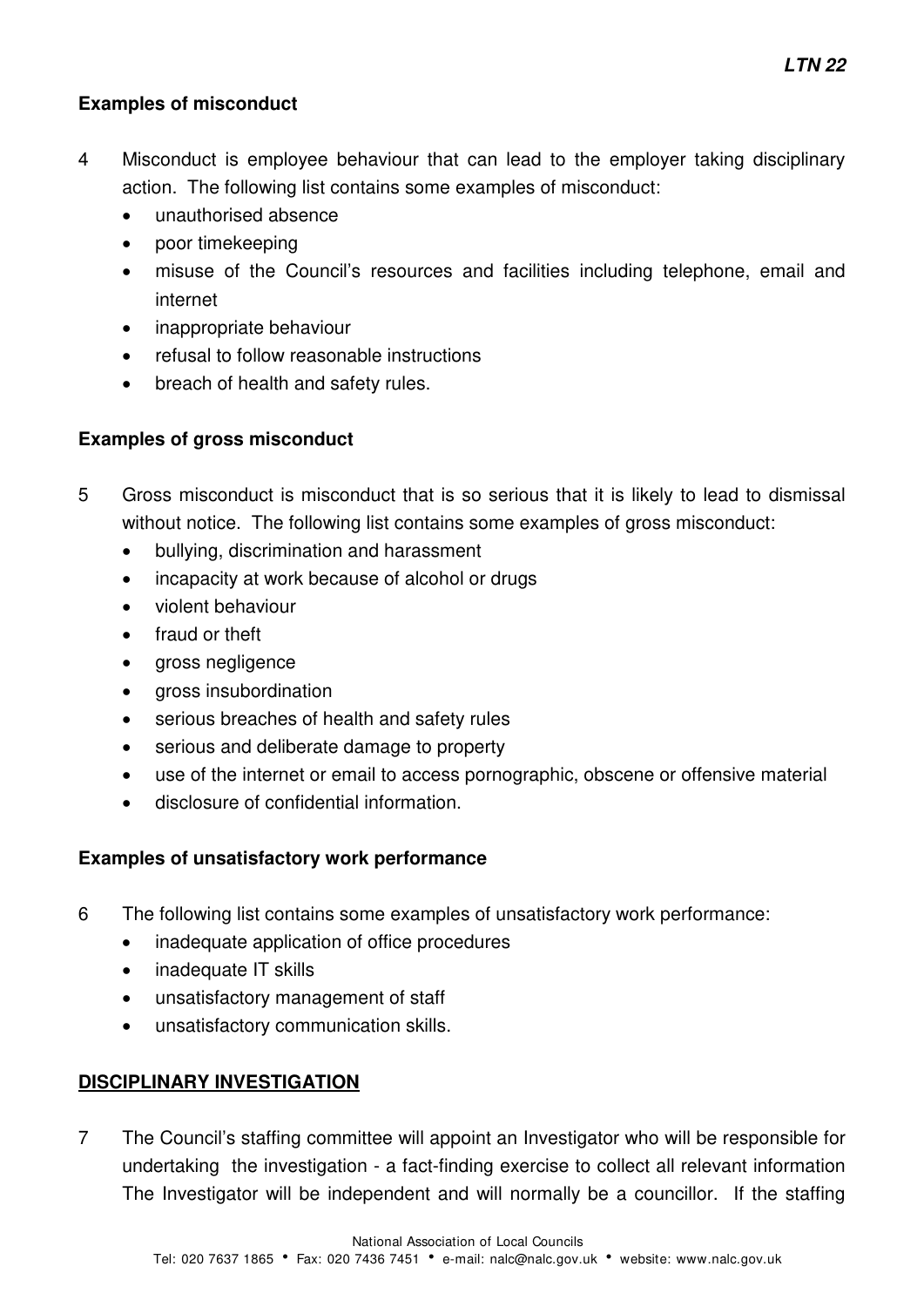**Examples of misconduct**

4 Misconduct is employee behaviour that can lead to the employer taking disciplinary action. The following list contains some examples of misconduct:

- unauthorised absence
- poor timekeeping
- misuse of the Council's resources and facilities including telephone, email and internet
- inappropriate behaviour
- refusal to follow reasonable instructions
- breach of health and safety rules.

**Examples of gross misconduct**

5 Gross misconduct is misconduct that is so serious that it is likely to lead to dismissal without notice. The following list contains some examples of gross misconduct:

- bullying, discrimination and harassment
- incapacity at work because of alcohol or drugs
- violent behaviour
- fraud or theft
- gross negligence
- gross insubordination
- serious breaches of health and safety rules
- serious and deliberate damage to property
- use of the internet or email to access pornographic, obscene or offensive material
- disclosure of confidential information.

**Examples of unsatisfactory work performance**

6 The following list contains some examples of unsatisfactory work performance:

- inadequate application of office procedures
- inadequate IT skills
- unsatisfactory management of staff
- unsatisfactory communication skills.

## DISCIPLINARY INVESTIGATION

7 The Council's staffing committee will appoint an Investigator who will be responsible for undertaking the investigation - a fact-finding exercise to collect all relevant information The Investigator will be independent and will normally be a councillor. If the staffing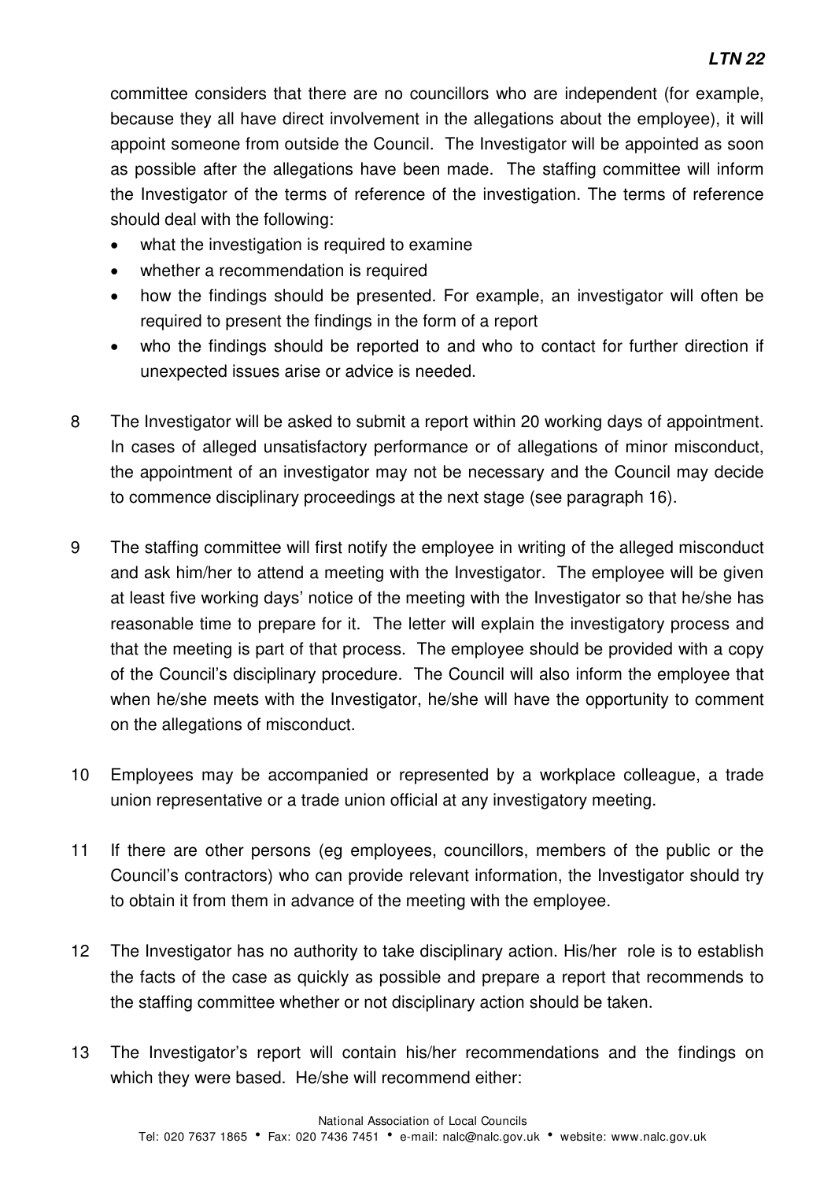committee considers that there are no councillors who are independent (for example, because they all have direct involvement in the allegations about the employee), it will appoint someone from outside the Council. The Investigator will be appointed as soon as possible after the allegations have been made. The staffing committee will inform the Investigator of the terms of reference of the investigation. The terms of reference should deal with the following:

- what the investigation is required to examine
- whether a recommendation is required
- how the findings should be presented. For example, an investigator will often be required to present the findings in the form of a report
- who the findings should be reported to and who to contact for further direction if unexpected issues arise or advice is needed.

8 The Investigator will be asked to submit a report within 20 working days of appointment. In cases of alleged unsatisfactory performance or of allegations of minor misconduct, the appointment of an investigator may not be necessary and the Council may decide to commence disciplinary proceedings at the next stage (see paragraph 16).

9 The staffing committee will first notify the employee in writing of the alleged misconduct and ask him/her to attend a meeting with the Investigator. The employee will be given at least five working days' notice of the meeting with the Investigator so that he/she has reasonable time to prepare for it. The letter will explain the investigatory process and that the meeting is part of that process. The employee should be provided with a copy of the Council's disciplinary procedure. The Council will also inform the employee that when he/she meets with the Investigator, he/she will have the opportunity to comment on the allegations of misconduct.

10 Employees may be accompanied or represented by a workplace colleague, a trade union representative or a trade union official at any investigatory meeting.

11 If there are other persons (eg employees, councillors, members of the public or the Council's contractors) who can provide relevant information, the Investigator should try to obtain it from them in advance of the meeting with the employee.

12 The Investigator has no authority to take disciplinary action. His/her role is to establish the facts of the case as quickly as possible and prepare a report that recommends to the staffing committee whether or not disciplinary action should be taken.

13 The Investigator's report will contain his/her recommendations and the findings on which they were based. He/she will recommend either: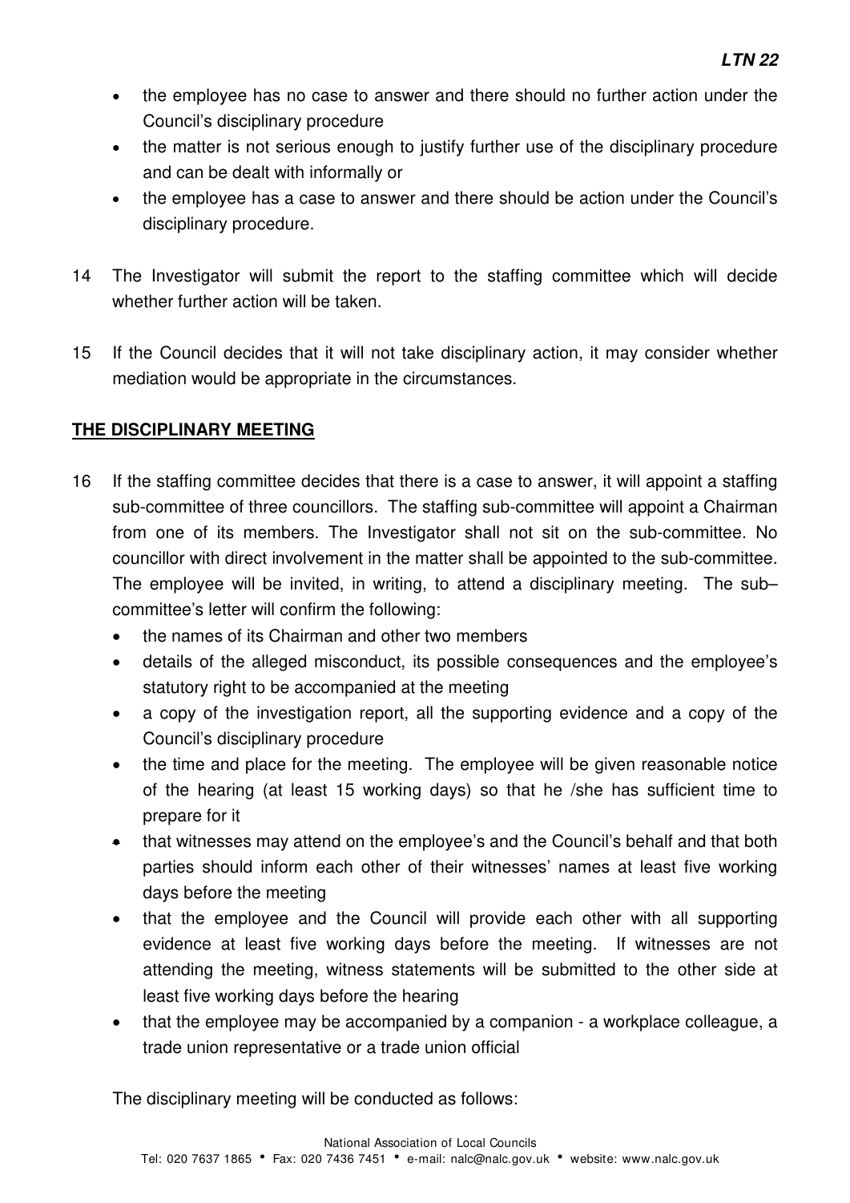- the employee has no case to answer and there should no further action under the Council's disciplinary procedure
- the matter is not serious enough to justify further use of the disciplinary procedure and can be dealt with informally or
- the employee has a case to answer and there should be action under the Council's disciplinary procedure.

14 The Investigator will submit the report to the staffing committee which will decide whether further action will be taken.

15 If the Council decides that it will not take disciplinary action, it may consider whether mediation would be appropriate in the circumstances.

**THE DISCIPLINARY MEETING**

16 If the staffing committee decides that there is a case to answer, it will appoint a staffing sub-committee of three councillors. The staffing sub-committee will appoint a Chairman from one of its members. The Investigator shall not sit on the sub-committee. No councillor with direct involvement in the matter shall be appointed to the sub-committee. The employee will be invited, in writing, to attend a disciplinary meeting. The sub–committee's letter will confirm the following:

- the names of its Chairman and other two members
- details of the alleged misconduct, its possible consequences and the employee's statutory right to be accompanied at the meeting
- a copy of the investigation report, all the supporting evidence and a copy of the Council's disciplinary procedure
- the time and place for the meeting. The employee will be given reasonable notice of the hearing (at least 15 working days) so that he /she has sufficient time to prepare for it
- that witnesses may attend on the employee's and the Council's behalf and that both parties should inform each other of their witnesses' names at least five working days before the meeting
- that the employee and the Council will provide each other with all supporting evidence at least five working days before the meeting. If witnesses are not attending the meeting, witness statements will be submitted to the other side at least five working days before the hearing
- that the employee may be accompanied by a companion - a workplace colleague, a trade union representative or a trade union official

The disciplinary meeting will be conducted as follows: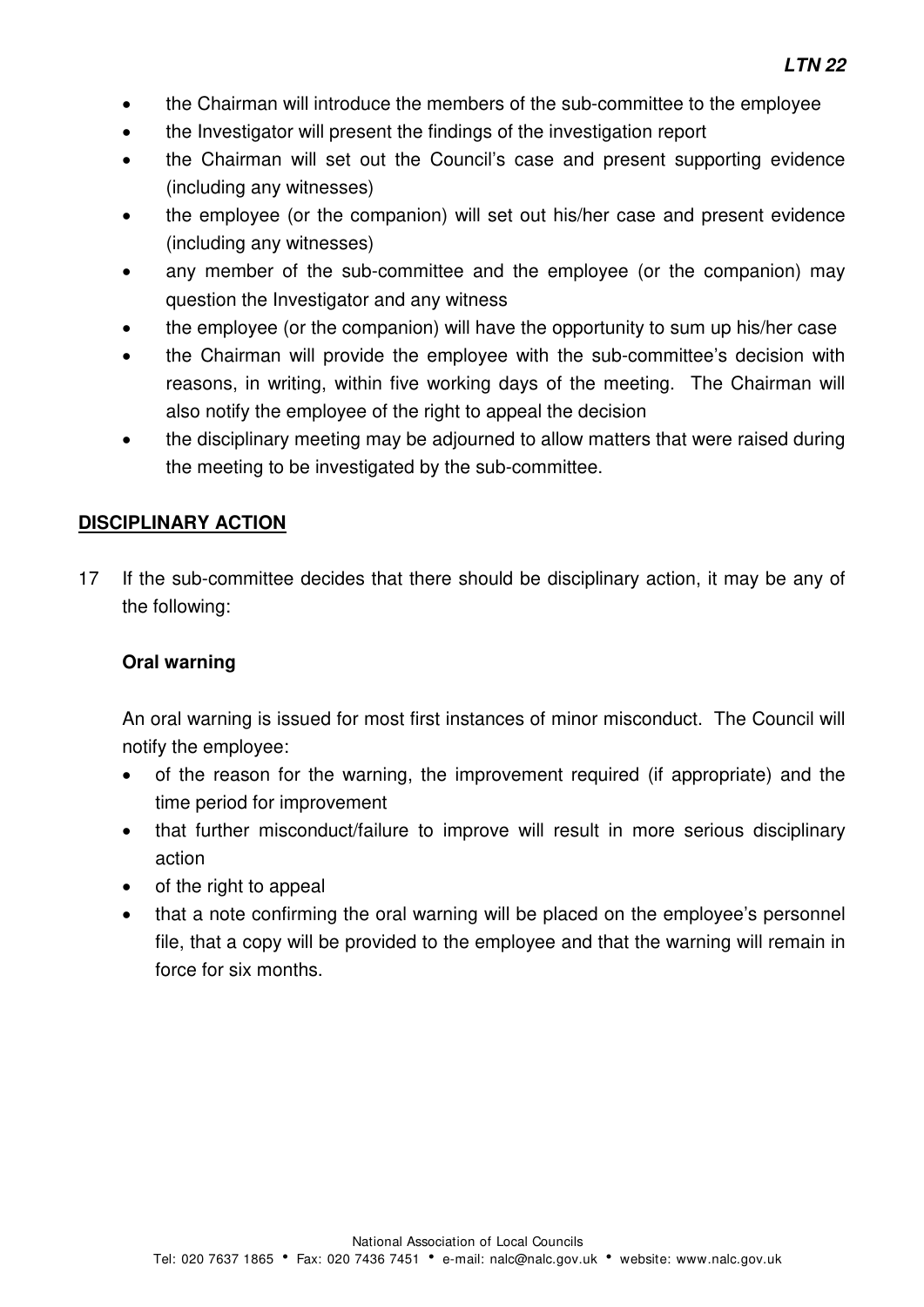- the Chairman will introduce the members of the sub-committee to the employee
- the Investigator will present the findings of the investigation report
- the Chairman will set out the Council's case and present supporting evidence (including any witnesses)
- the employee (or the companion) will set out his/her case and present evidence (including any witnesses)
- any member of the sub-committee and the employee (or the companion) may question the Investigator and any witness
- the employee (or the companion) will have the opportunity to sum up his/her case
- the Chairman will provide the employee with the sub-committee's decision with reasons, in writing, within five working days of the meeting. The Chairman will also notify the employee of the right to appeal the decision
- the disciplinary meeting may be adjourned to allow matters that were raised during the meeting to be investigated by the sub-committee.

## DISCIPLINARY ACTION

17 If the sub-committee decides that there should be disciplinary action, it may be any of the following:

**Oral warning**

An oral warning is issued for most first instances of minor misconduct. The Council will notify the employee:

- of the reason for the warning, the improvement required (if appropriate) and the time period for improvement
- that further misconduct/failure to improve will result in more serious disciplinary action
- of the right to appeal
- that a note confirming the oral warning will be placed on the employee's personnel file, that a copy will be provided to the employee and that the warning will remain in force for six months.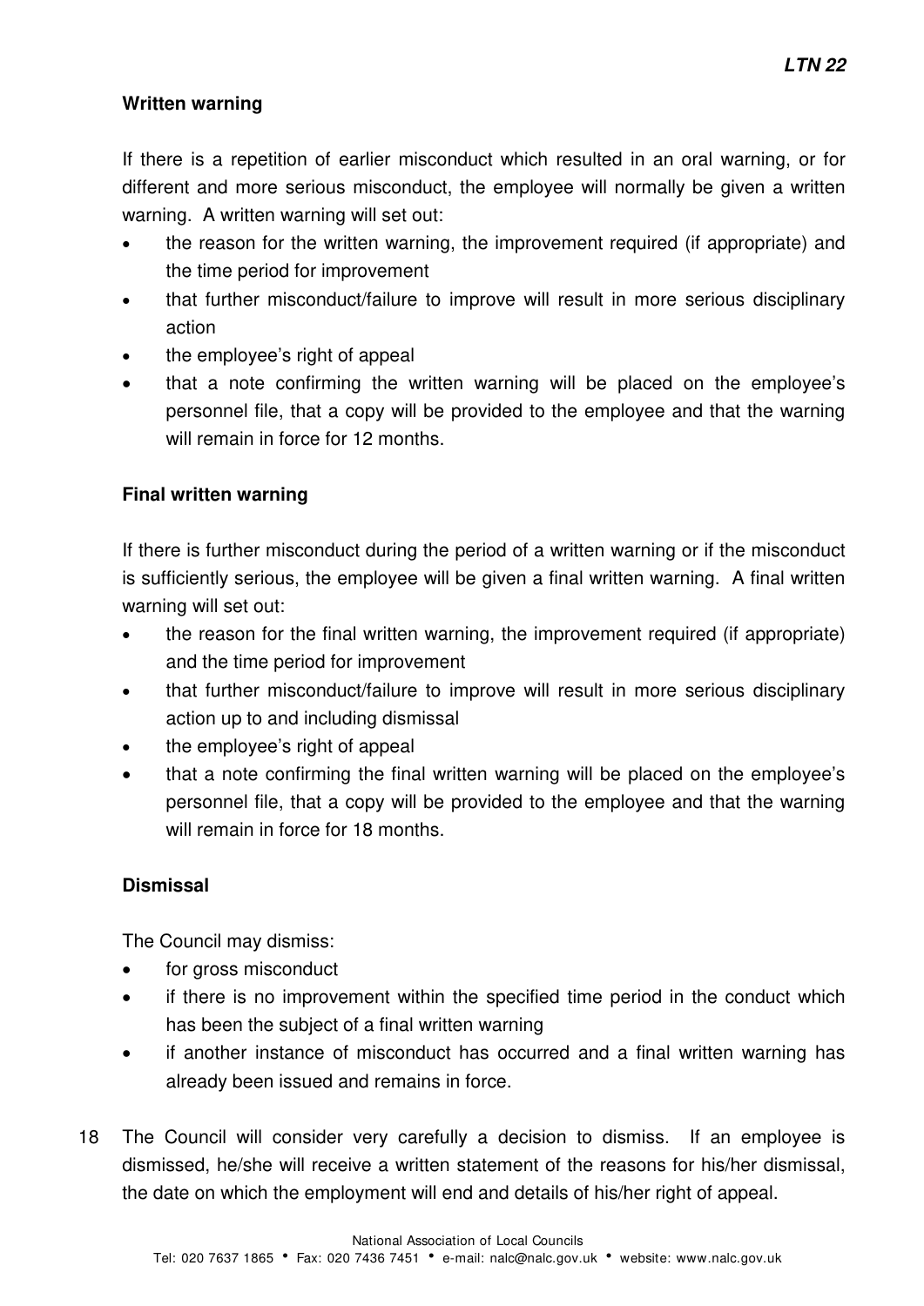**Written warning**

If there is a repetition of earlier misconduct which resulted in an oral warning, or for different and more serious misconduct, the employee will normally be given a written warning. A written warning will set out:

- the reason for the written warning, the improvement required (if appropriate) and the time period for improvement
- that further misconduct/failure to improve will result in more serious disciplinary action
- the employee's right of appeal
- that a note confirming the written warning will be placed on the employee's personnel file, that a copy will be provided to the employee and that the warning will remain in force for 12 months.

**Final written warning**

If there is further misconduct during the period of a written warning or if the misconduct is sufficiently serious, the employee will be given a final written warning. A final written warning will set out:

- the reason for the final written warning, the improvement required (if appropriate) and the time period for improvement
- that further misconduct/failure to improve will result in more serious disciplinary action up to and including dismissal
- the employee's right of appeal
- that a note confirming the final written warning will be placed on the employee's personnel file, that a copy will be provided to the employee and that the warning will remain in force for 18 months.

**Dismissal**

The Council may dismiss:

- for gross misconduct
- if there is no improvement within the specified time period in the conduct which has been the subject of a final written warning
- if another instance of misconduct has occurred and a final written warning has already been issued and remains in force.

18 The Council will consider very carefully a decision to dismiss. If an employee is dismissed, he/she will receive a written statement of the reasons for his/her dismissal, the date on which the employment will end and details of his/her right of appeal.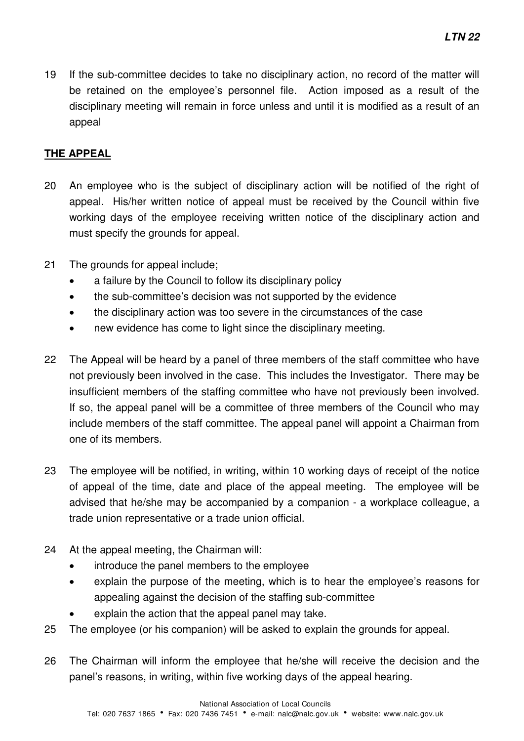19 If the sub-committee decides to take no disciplinary action, no record of the matter will be retained on the employee's personnel file. Action imposed as a result of the disciplinary meeting will remain in force unless and until it is modified as a result of an appeal

## THE APPEAL

20 An employee who is the subject of disciplinary action will be notified of the right of appeal. His/her written notice of appeal must be received by the Council within five working days of the employee receiving written notice of the disciplinary action and must specify the grounds for appeal.

21 The grounds for appeal include;

- a failure by the Council to follow its disciplinary policy
- the sub-committee's decision was not supported by the evidence
- the disciplinary action was too severe in the circumstances of the case
- new evidence has come to light since the disciplinary meeting.

22 The Appeal will be heard by a panel of three members of the staff committee who have not previously been involved in the case. This includes the Investigator. There may be insufficient members of the staffing committee who have not previously been involved. If so, the appeal panel will be a committee of three members of the Council who may include members of the staff committee. The appeal panel will appoint a Chairman from one of its members.

23 The employee will be notified, in writing, within 10 working days of receipt of the notice of appeal of the time, date and place of the appeal meeting. The employee will be advised that he/she may be accompanied by a companion - a workplace colleague, a trade union representative or a trade union official.

24 At the appeal meeting, the Chairman will:

- introduce the panel members to the employee
- explain the purpose of the meeting, which is to hear the employee's reasons for appealing against the decision of the staffing sub-committee
- explain the action that the appeal panel may take.

25 The employee (or his companion) will be asked to explain the grounds for appeal.

26 The Chairman will inform the employee that he/she will receive the decision and the panel's reasons, in writing, within five working days of the appeal hearing.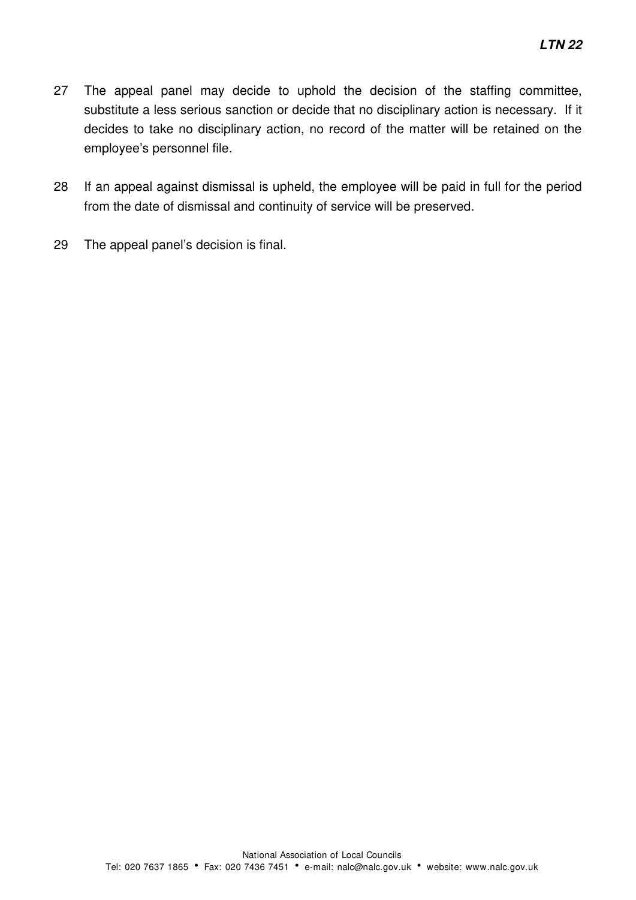27 The appeal panel may decide to uphold the decision of the staffing committee, substitute a less serious sanction or decide that no disciplinary action is necessary. If it decides to take no disciplinary action, no record of the matter will be retained on the employee's personnel file.

28 If an appeal against dismissal is upheld, the employee will be paid in full for the period from the date of dismissal and continuity of service will be preserved.

29 The appeal panel's decision is final.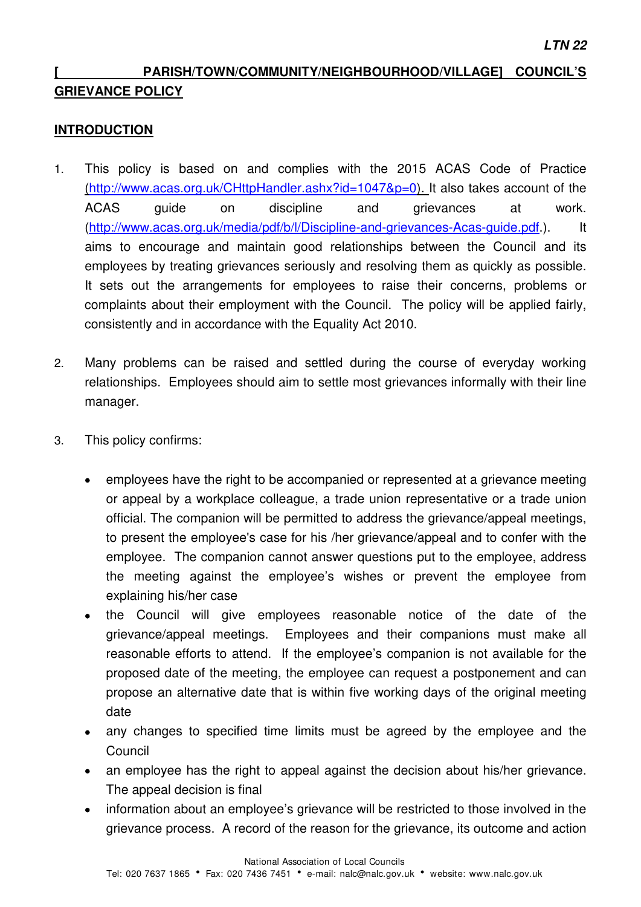# [ PARISH/TOWN/COMMUNITY/NEIGHBOURHOOD/VILLAGE] COUNCIL'S GRIEVANCE POLICY

## INTRODUCTION

1. This policy is based on and complies with the 2015 ACAS Code of Practice (http://www.acas.org.uk/CHttpHandler.ashx?id=1047&p=0). It also takes account of the ACAS guide on discipline and grievances at work. (http://www.acas.org.uk/media/pdf/b/l/Discipline-and-grievances-Acas-guide.pdf.). It aims to encourage and maintain good relationships between the Council and its employees by treating grievances seriously and resolving them as quickly as possible. It sets out the arrangements for employees to raise their concerns, problems or complaints about their employment with the Council. The policy will be applied fairly, consistently and in accordance with the Equality Act 2010.

2. Many problems can be raised and settled during the course of everyday working relationships. Employees should aim to settle most grievances informally with their line manager.

3. This policy confirms:

   - employees have the right to be accompanied or represented at a grievance meeting or appeal by a workplace colleague, a trade union representative or a trade union official. The companion will be permitted to address the grievance/appeal meetings, to present the employee's case for his /her grievance/appeal and to confer with the employee. The companion cannot answer questions put to the employee, address the meeting against the employee's wishes or prevent the employee from explaining his/her case
   - the Council will give employees reasonable notice of the date of the grievance/appeal meetings. Employees and their companions must make all reasonable efforts to attend. If the employee's companion is not available for the proposed date of the meeting, the employee can request a postponement and can propose an alternative date that is within five working days of the original meeting date
   - any changes to specified time limits must be agreed by the employee and the Council
   - an employee has the right to appeal against the decision about his/her grievance. The appeal decision is final
   - information about an employee's grievance will be restricted to those involved in the grievance process. A record of the reason for the grievance, its outcome and action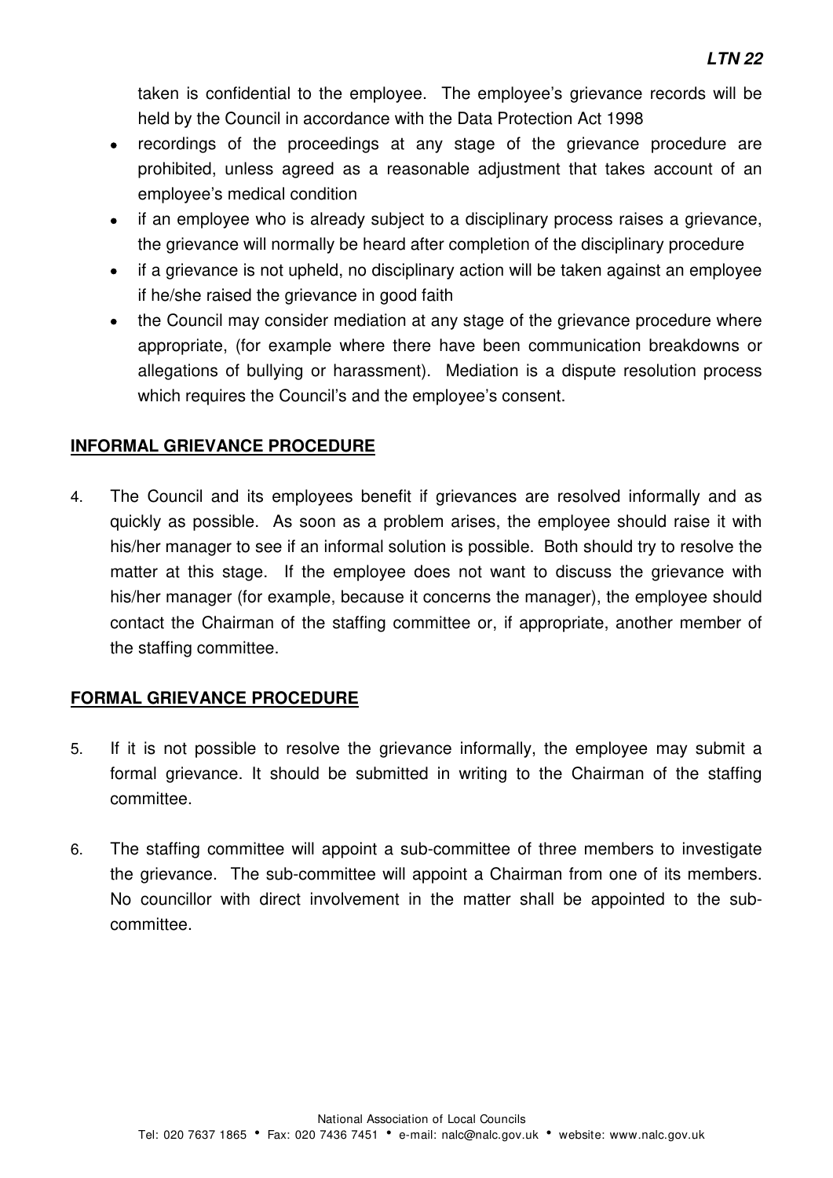taken is confidential to the employee. The employee's grievance records will be held by the Council in accordance with the Data Protection Act 1998

- recordings of the proceedings at any stage of the grievance procedure are prohibited, unless agreed as a reasonable adjustment that takes account of an employee's medical condition
- if an employee who is already subject to a disciplinary process raises a grievance, the grievance will normally be heard after completion of the disciplinary procedure
- if a grievance is not upheld, no disciplinary action will be taken against an employee if he/she raised the grievance in good faith
- the Council may consider mediation at any stage of the grievance procedure where appropriate, (for example where there have been communication breakdowns or allegations of bullying or harassment). Mediation is a dispute resolution process which requires the Council's and the employee's consent.

## INFORMAL GRIEVANCE PROCEDURE

4. The Council and its employees benefit if grievances are resolved informally and as quickly as possible. As soon as a problem arises, the employee should raise it with his/her manager to see if an informal solution is possible. Both should try to resolve the matter at this stage. If the employee does not want to discuss the grievance with his/her manager (for example, because it concerns the manager), the employee should contact the Chairman of the staffing committee or, if appropriate, another member of the staffing committee.

## FORMAL GRIEVANCE PROCEDURE

5. If it is not possible to resolve the grievance informally, the employee may submit a formal grievance. It should be submitted in writing to the Chairman of the staffing committee.

6. The staffing committee will appoint a sub-committee of three members to investigate the grievance. The sub-committee will appoint a Chairman from one of its members. No councillor with direct involvement in the matter shall be appointed to the sub-committee.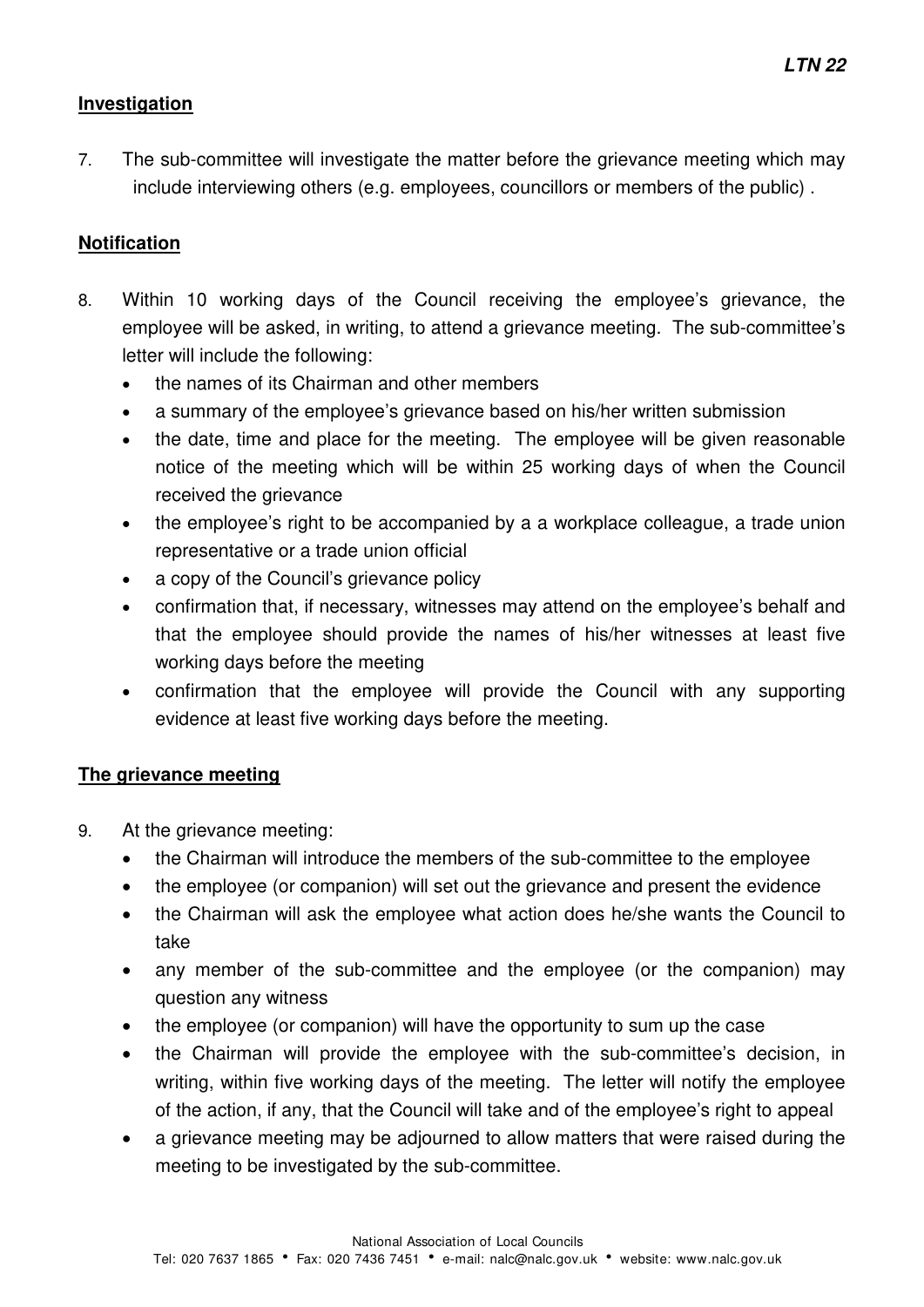**Investigation**

7. The sub-committee will investigate the matter before the grievance meeting which may include interviewing others (e.g. employees, councillors or members of the public) .

**Notification**

8. Within 10 working days of the Council receiving the employee's grievance, the employee will be asked, in writing, to attend a grievance meeting. The sub-committee's letter will include the following:
   - the names of its Chairman and other members
   - a summary of the employee's grievance based on his/her written submission
   - the date, time and place for the meeting. The employee will be given reasonable notice of the meeting which will be within 25 working days of when the Council received the grievance
   - the employee's right to be accompanied by a a workplace colleague, a trade union representative or a trade union official
   - a copy of the Council's grievance policy
   - confirmation that, if necessary, witnesses may attend on the employee's behalf and that the employee should provide the names of his/her witnesses at least five working days before the meeting
   - confirmation that the employee will provide the Council with any supporting evidence at least five working days before the meeting.

**The grievance meeting**

9. At the grievance meeting:
   - the Chairman will introduce the members of the sub-committee to the employee
   - the employee (or companion) will set out the grievance and present the evidence
   - the Chairman will ask the employee what action does he/she wants the Council to take
   - any member of the sub-committee and the employee (or the companion) may question any witness
   - the employee (or companion) will have the opportunity to sum up the case
   - the Chairman will provide the employee with the sub-committee's decision, in writing, within five working days of the meeting. The letter will notify the employee of the action, if any, that the Council will take and of the employee's right to appeal
   - a grievance meeting may be adjourned to allow matters that were raised during the meeting to be investigated by the sub-committee.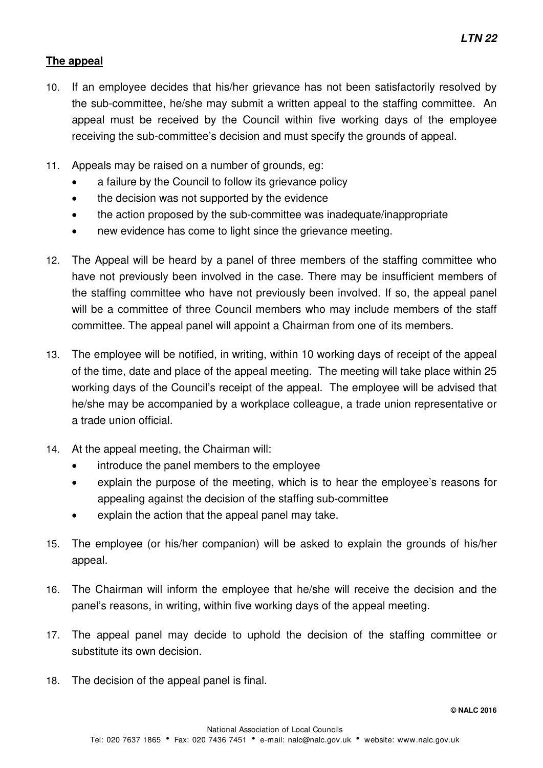## The appeal

10. If an employee decides that his/her grievance has not been satisfactorily resolved by the sub-committee, he/she may submit a written appeal to the staffing committee. An appeal must be received by the Council within five working days of the employee receiving the sub-committee's decision and must specify the grounds of appeal.

11. Appeals may be raised on a number of grounds, eg:
    - a failure by the Council to follow its grievance policy
    - the decision was not supported by the evidence
    - the action proposed by the sub-committee was inadequate/inappropriate
    - new evidence has come to light since the grievance meeting.

12. The Appeal will be heard by a panel of three members of the staffing committee who have not previously been involved in the case. There may be insufficient members of the staffing committee who have not previously been involved. If so, the appeal panel will be a committee of three Council members who may include members of the staff committee. The appeal panel will appoint a Chairman from one of its members.

13. The employee will be notified, in writing, within 10 working days of receipt of the appeal of the time, date and place of the appeal meeting. The meeting will take place within 25 working days of the Council's receipt of the appeal. The employee will be advised that he/she may be accompanied by a workplace colleague, a trade union representative or a trade union official.

14. At the appeal meeting, the Chairman will:
    - introduce the panel members to the employee
    - explain the purpose of the meeting, which is to hear the employee's reasons for appealing against the decision of the staffing sub-committee
    - explain the action that the appeal panel may take.

15. The employee (or his/her companion) will be asked to explain the grounds of his/her appeal.

16. The Chairman will inform the employee that he/she will receive the decision and the panel's reasons, in writing, within five working days of the appeal meeting.

17. The appeal panel may decide to uphold the decision of the staffing committee or substitute its own decision.

18. The decision of the appeal panel is final.